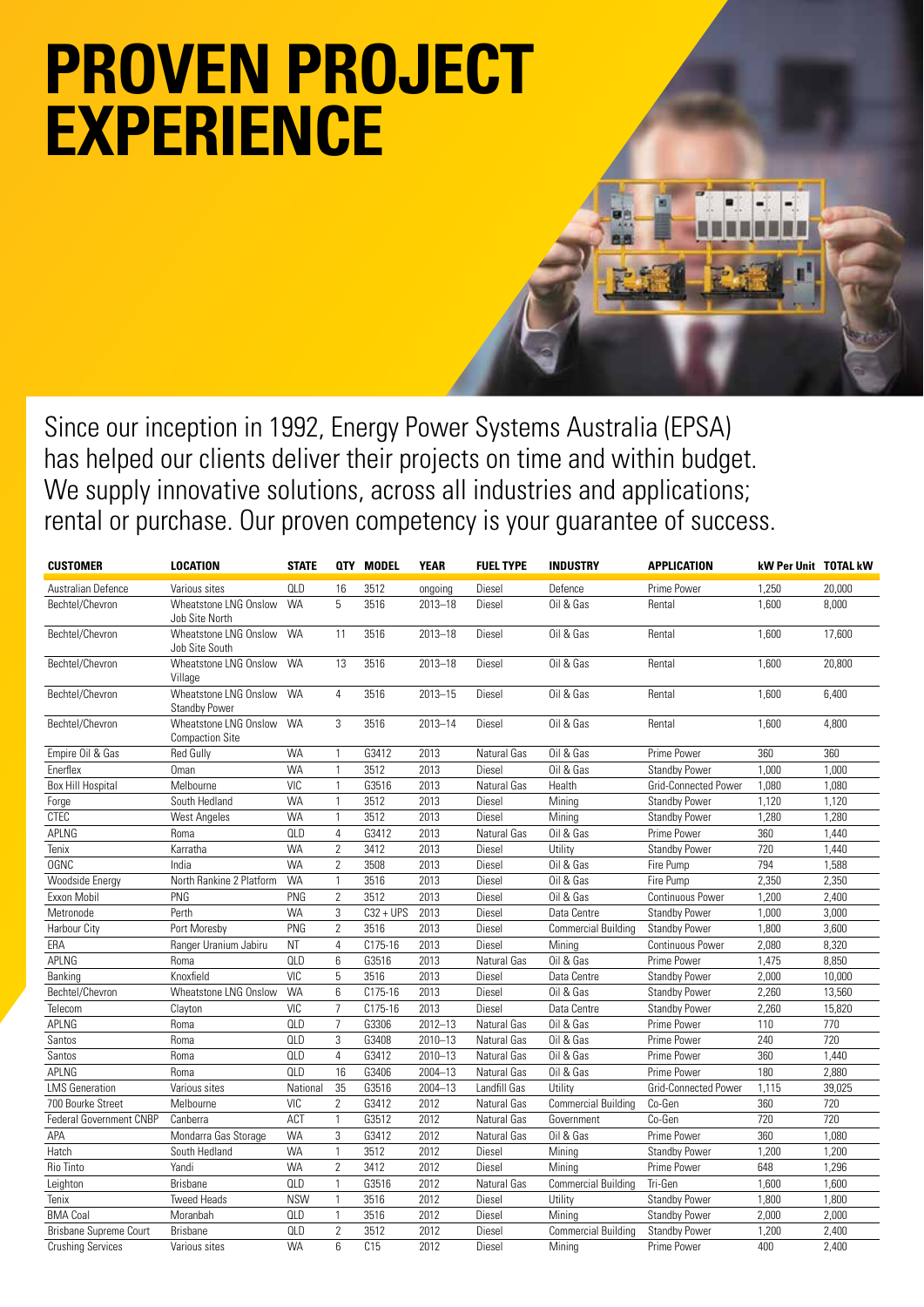# PROVEN PROJECT EXPERIENCE

Since our inception in 1992, Energy Power Systems Australia (EPSA) has helped our clients deliver their projects on time and within budget. We supply innovative solutions, across all industries and applications; rental or purchase. Our proven competency is your guarantee of success.

| CUSTOMER | LOCATION | STATE | QTY | MODEL | YEAR | FUEL TYPE | INDUSTRY | APPLICATION | kW Per Unit | TOTAL kW |
|---|---|---|---|---|---|---|---|---|---|---|
| Australian Defence | Various sites | QLD | 16 | 3512 | ongoing | Diesel | Defence | Prime Power | 1,250 | 20,000 |
| Bechtel/Chevron | Wheatstone LNG Onslow Job Site North | WA | 5 | 3516 | 2013–18 | Diesel | Oil & Gas | Rental | 1,600 | 8,000 |
| Bechtel/Chevron | Wheatstone LNG Onslow Job Site South | WA | 11 | 3516 | 2013–18 | Diesel | Oil & Gas | Rental | 1,600 | 17,600 |
| Bechtel/Chevron | Wheatstone LNG Onslow Village | WA | 13 | 3516 | 2013–18 | Diesel | Oil & Gas | Rental | 1,600 | 20,800 |
| Bechtel/Chevron | Wheatstone LNG Onslow Standby Power | WA | 4 | 3516 | 2013–15 | Diesel | Oil & Gas | Rental | 1,600 | 6,400 |
| Bechtel/Chevron | Wheatstone LNG Onslow Compaction Site | WA | 3 | 3516 | 2013–14 | Diesel | Oil & Gas | Rental | 1,600 | 4,800 |
| Empire Oil & Gas | Red Gully | WA | 1 | G3412 | 2013 | Natural Gas | Oil & Gas | Prime Power | 360 | 360 |
| Enerflex | Oman | WA | 1 | 3512 | 2013 | Diesel | Oil & Gas | Standby Power | 1,000 | 1,000 |
| Box Hill Hospital | Melbourne | VIC | 1 | G3516 | 2013 | Natural Gas | Health | Grid-Connected Power | 1,080 | 1,080 |
| Forge | South Hedland | WA | 1 | 3512 | 2013 | Diesel | Mining | Standby Power | 1,120 | 1,120 |
| CTEC | West Angeles | WA | 1 | 3512 | 2013 | Diesel | Mining | Standby Power | 1,280 | 1,280 |
| APLNG | Roma | QLD | 4 | G3412 | 2013 | Natural Gas | Oil & Gas | Prime Power | 360 | 1,440 |
| Tenix | Karratha | WA | 2 | 3412 | 2013 | Diesel | Utility | Standby Power | 720 | 1,440 |
| OGNC | India | WA | 2 | 3508 | 2013 | Diesel | Oil & Gas | Fire Pump | 794 | 1,588 |
| Woodside Energy | North Rankine 2 Platform | WA | 1 | 3516 | 2013 | Diesel | Oil & Gas | Fire Pump | 2,350 | 2,350 |
| Exxon Mobil | PNG | PNG | 2 | 3512 | 2013 | Diesel | Oil & Gas | Continuous Power | 1,200 | 2,400 |
| Metronode | Perth | WA | 3 | C32 + UPS | 2013 | Diesel | Data Centre | Standby Power | 1,000 | 3,000 |
| Harbour City | Port Moresby | PNG | 2 | 3516 | 2013 | Diesel | Commercial Building | Standby Power | 1,800 | 3,600 |
| ERA | Ranger Uranium Jabiru | NT | 4 | C175-16 | 2013 | Diesel | Mining | Continuous Power | 2,080 | 8,320 |
| APLNG | Roma | QLD | 6 | G3516 | 2013 | Natural Gas | Oil & Gas | Prime Power | 1,475 | 8,850 |
| Banking | Knoxfield | VIC | 5 | 3516 | 2013 | Diesel | Data Centre | Standby Power | 2,000 | 10,000 |
| Bechtel/Chevron | Wheatstone LNG Onslow | WA | 6 | C175-16 | 2013 | Diesel | Oil & Gas | Standby Power | 2,260 | 13,560 |
| Telecom | Clayton | VIC | 7 | C175-16 | 2013 | Diesel | Data Centre | Standby Power | 2,260 | 15,820 |
| APLNG | Roma | QLD | 7 | G3306 | 2012–13 | Natural Gas | Oil & Gas | Prime Power | 110 | 770 |
| Santos | Roma | QLD | 3 | G3408 | 2010–13 | Natural Gas | Oil & Gas | Prime Power | 240 | 720 |
| Santos | Roma | QLD | 4 | G3412 | 2010–13 | Natural Gas | Oil & Gas | Prime Power | 360 | 1,440 |
| APLNG | Roma | QLD | 16 | G3406 | 2004–13 | Natural Gas | Oil & Gas | Prime Power | 180 | 2,880 |
| LMS Generation | Various sites | National | 35 | G3516 | 2004–13 | Landfill Gas | Utility | Grid-Connected Power | 1,115 | 39,025 |
| 700 Bourke Street | Melbourne | VIC | 2 | G3412 | 2012 | Natural Gas | Commercial Building | Co-Gen | 360 | 720 |
| Federal Government CNBP | Canberra | ACT | 1 | G3512 | 2012 | Natural Gas | Government | Co-Gen | 720 | 720 |
| APA | Mondarra Gas Storage | WA | 3 | G3412 | 2012 | Natural Gas | Oil & Gas | Prime Power | 360 | 1,080 |
| Hatch | South Hedland | WA | 1 | 3512 | 2012 | Diesel | Mining | Standby Power | 1,200 | 1,200 |
| Rio Tinto | Yandi | WA | 2 | 3412 | 2012 | Diesel | Mining | Prime Power | 648 | 1,296 |
| Leighton | Brisbane | QLD | 1 | G3516 | 2012 | Natural Gas | Commercial Building | Tri-Gen | 1,600 | 1,600 |
| Tenix | Tweed Heads | NSW | 1 | 3516 | 2012 | Diesel | Utility | Standby Power | 1,800 | 1,800 |
| BMA Coal | Moranbah | QLD | 1 | 3516 | 2012 | Diesel | Mining | Standby Power | 2,000 | 2,000 |
| Brisbane Supreme Court | Brisbane | QLD | 2 | 3512 | 2012 | Diesel | Commercial Building | Standby Power | 1,200 | 2,400 |
| Crushing Services | Various sites | WA | 6 | C15 | 2012 | Diesel | Mining | Prime Power | 400 | 2,400 |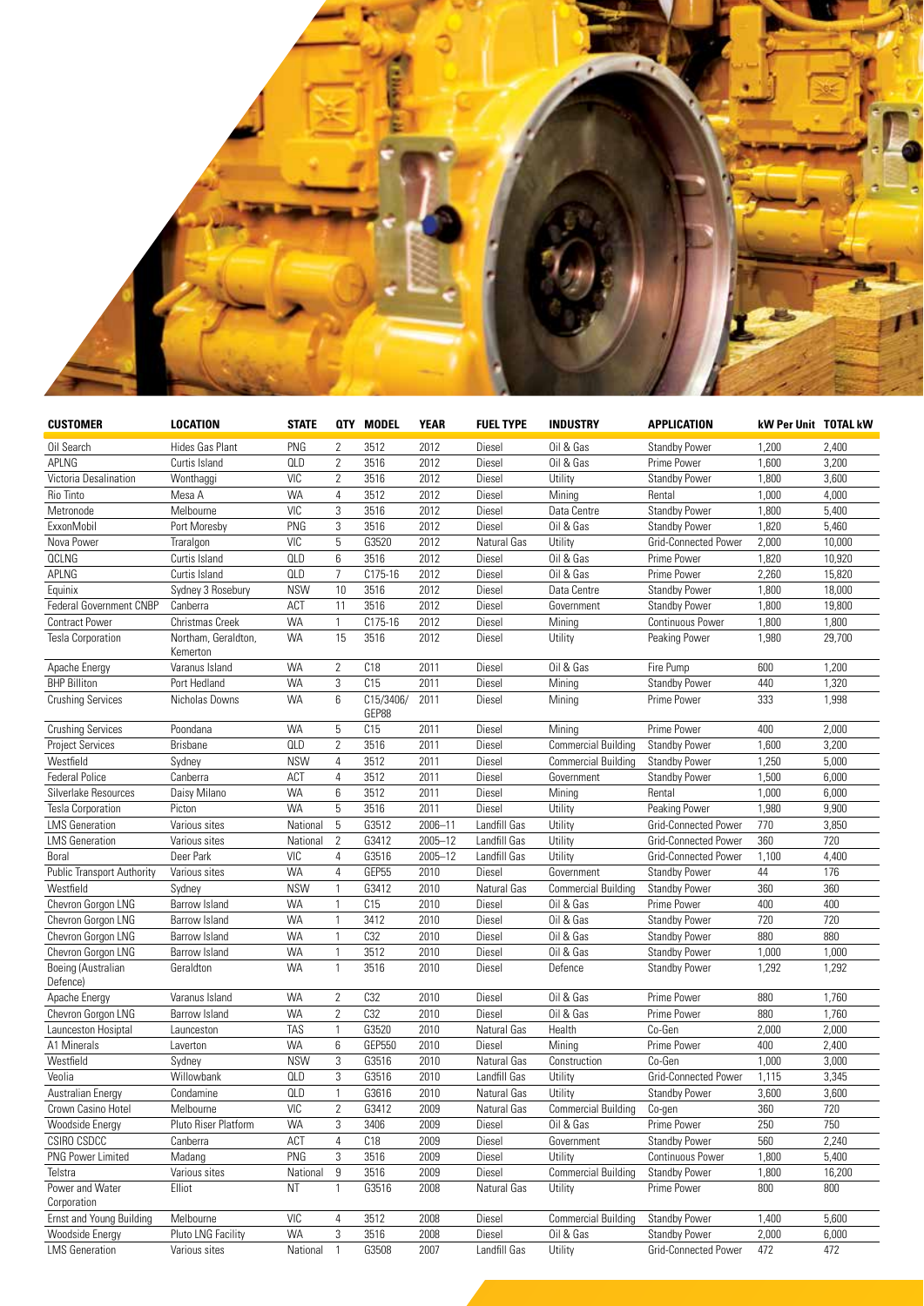| CUSTOMER | LOCATION | STATE | QTY | MODEL | YEAR | FUEL TYPE | INDUSTRY | APPLICATION | kW Per Unit | TOTAL kW |
|---|---|---|---|---|---|---|---|---|---|---|
| Oil Search | Hides Gas Plant | PNG | 2 | 3512 | 2012 | Diesel | Oil & Gas | Standby Power | 1,200 | 2,400 |
| APLNG | Curtis Island | QLD | 2 | 3516 | 2012 | Diesel | Oil & Gas | Prime Power | 1,600 | 3,200 |
| Victoria Desalination | Wonthaggi | VIC | 2 | 3516 | 2012 | Diesel | Utility | Standby Power | 1,800 | 3,600 |
| Rio Tinto | Mesa A | WA | 4 | 3512 | 2012 | Diesel | Mining | Rental | 1,000 | 4,000 |
| Metronode | Melbourne | VIC | 3 | 3516 | 2012 | Diesel | Data Centre | Standby Power | 1,800 | 5,400 |
| ExxonMobil | Port Moresby | PNG | 3 | 3516 | 2012 | Diesel | Oil & Gas | Standby Power | 1,820 | 5,460 |
| Nova Power | Traralgon | VIC | 5 | G3520 | 2012 | Natural Gas | Utility | Grid-Connected Power | 2,000 | 10,000 |
| QCLNG | Curtis Island | QLD | 6 | 3516 | 2012 | Diesel | Oil & Gas | Prime Power | 1,820 | 10,920 |
| APLNG | Curtis Island | QLD | 7 | C175-16 | 2012 | Diesel | Oil & Gas | Prime Power | 2,260 | 15,820 |
| Equinix | Sydney 3 Rosebury | NSW | 10 | 3516 | 2012 | Diesel | Data Centre | Standby Power | 1,800 | 18,000 |
| Federal Government CNBP | Canberra | ACT | 11 | 3516 | 2012 | Diesel | Government | Standby Power | 1,800 | 19,800 |
| Contract Power | Christmas Creek | WA | 1 | C175-16 | 2012 | Diesel | Mining | Continuous Power | 1,800 | 1,800 |
| Tesla Corporation | Northam, Geraldton, Kemerton | WA | 15 | 3516 | 2012 | Diesel | Utility | Peaking Power | 1,980 | 29,700 |
| Apache Energy | Varanus Island | WA | 2 | C18 | 2011 | Diesel | Oil & Gas | Fire Pump | 600 | 1,200 |
| BHP Billiton | Port Hedland | WA | 3 | C15 | 2011 | Diesel | Mining | Standby Power | 440 | 1,320 |
| Crushing Services | Nicholas Downs | WA | 6 | C15/3406/ GEP88 | 2011 | Diesel | Mining | Prime Power | 333 | 1,998 |
| Crushing Services | Poondana | WA | 5 | C15 | 2011 | Diesel | Mining | Prime Power | 400 | 2,000 |
| Project Services | Brisbane | QLD | 2 | 3516 | 2011 | Diesel | Commercial Building | Standby Power | 1,600 | 3,200 |
| Westfield | Sydney | NSW | 4 | 3512 | 2011 | Diesel | Commercial Building | Standby Power | 1,250 | 5,000 |
| Federal Police | Canberra | ACT | 4 | 3512 | 2011 | Diesel | Government | Standby Power | 1,500 | 6,000 |
| Silverlake Resources | Daisy Milano | WA | 6 | 3512 | 2011 | Diesel | Mining | Rental | 1,000 | 6,000 |
| Tesla Corporation | Picton | WA | 5 | 3516 | 2011 | Diesel | Utility | Peaking Power | 1,980 | 9,900 |
| LMS Generation | Various sites | National | 5 | G3512 | 2006–11 | Landfill Gas | Utility | Grid-Connected Power | 770 | 3,850 |
| LMS Generation | Various sites | National | 2 | G3412 | 2005–12 | Landfill Gas | Utility | Grid-Connected Power | 360 | 720 |
| Boral | Deer Park | VIC | 4 | G3516 | 2005–12 | Landfill Gas | Utility | Grid-Connected Power | 1,100 | 4,400 |
| Public Transport Authority | Various sites | WA | 4 | GEP55 | 2010 | Diesel | Government | Standby Power | 44 | 176 |
| Westfield | Sydney | NSW | 1 | G3412 | 2010 | Natural Gas | Commercial Building | Standby Power | 360 | 360 |
| Chevron Gorgon LNG | Barrow Island | WA | 1 | C15 | 2010 | Diesel | Oil & Gas | Prime Power | 400 | 400 |
| Chevron Gorgon LNG | Barrow Island | WA | 1 | 3412 | 2010 | Diesel | Oil & Gas | Standby Power | 720 | 720 |
| Chevron Gorgon LNG | Barrow Island | WA | 1 | C32 | 2010 | Diesel | Oil & Gas | Standby Power | 880 | 880 |
| Chevron Gorgon LNG | Barrow Island | WA | 1 | 3512 | 2010 | Diesel | Oil & Gas | Standby Power | 1,000 | 1,000 |
| Boeing (Australian Defence) | Geraldton | WA | 1 | 3516 | 2010 | Diesel | Defence | Standby Power | 1,292 | 1,292 |
| Apache Energy | Varanus Island | WA | 2 | C32 | 2010 | Diesel | Oil & Gas | Prime Power | 880 | 1,760 |
| Chevron Gorgon LNG | Barrow Island | WA | 2 | C32 | 2010 | Diesel | Oil & Gas | Prime Power | 880 | 1,760 |
| Launceston Hospital | Launceston | TAS | 1 | G3520 | 2010 | Natural Gas | Health | Co-Gen | 2,000 | 2,000 |
| A1 Minerals | Laverton | WA | 6 | GEP550 | 2010 | Diesel | Mining | Prime Power | 400 | 2,400 |
| Westfield | Sydney | NSW | 3 | G3516 | 2010 | Natural Gas | Construction | Co-Gen | 1,000 | 3,000 |
| Veolia | Willowbank | QLD | 3 | G3516 | 2010 | Landfill Gas | Utility | Grid-Connected Power | 1,115 | 3,345 |
| Australian Energy | Condamine | QLD | 1 | G3616 | 2010 | Natural Gas | Utility | Standby Power | 3,600 | 3,600 |
| Crown Casino Hotel | Melbourne | VIC | 2 | G3412 | 2009 | Natural Gas | Commercial Building | Co-gen | 360 | 720 |
| Woodside Energy | Pluto Riser Platform | WA | 3 | 3406 | 2009 | Diesel | Oil & Gas | Prime Power | 250 | 750 |
| CSIRO CSDCC | Canberra | ACT | 4 | C18 | 2009 | Diesel | Government | Standby Power | 560 | 2,240 |
| PNG Power Limited | Madang | PNG | 3 | 3516 | 2009 | Diesel | Utility | Continuous Power | 1,800 | 5,400 |
| Telstra | Various sites | National | 9 | 3516 | 2009 | Diesel | Commercial Building | Standby Power | 1,800 | 16,200 |
| Power and Water Corporation | Elliot | NT | 1 | G3516 | 2008 | Natural Gas | Utility | Prime Power | 800 | 800 |
| Ernst and Young Building | Melbourne | VIC | 4 | 3512 | 2008 | Diesel | Commercial Building | Standby Power | 1,400 | 5,600 |
| Woodside Energy | Pluto LNG Facility | WA | 3 | 3516 | 2008 | Diesel | Oil & Gas | Standby Power | 2,000 | 6,000 |
| LMS Generation | Various sites | National | 1 | G3508 | 2007 | Landfill Gas | Utility | Grid-Connected Power | 472 | 472 |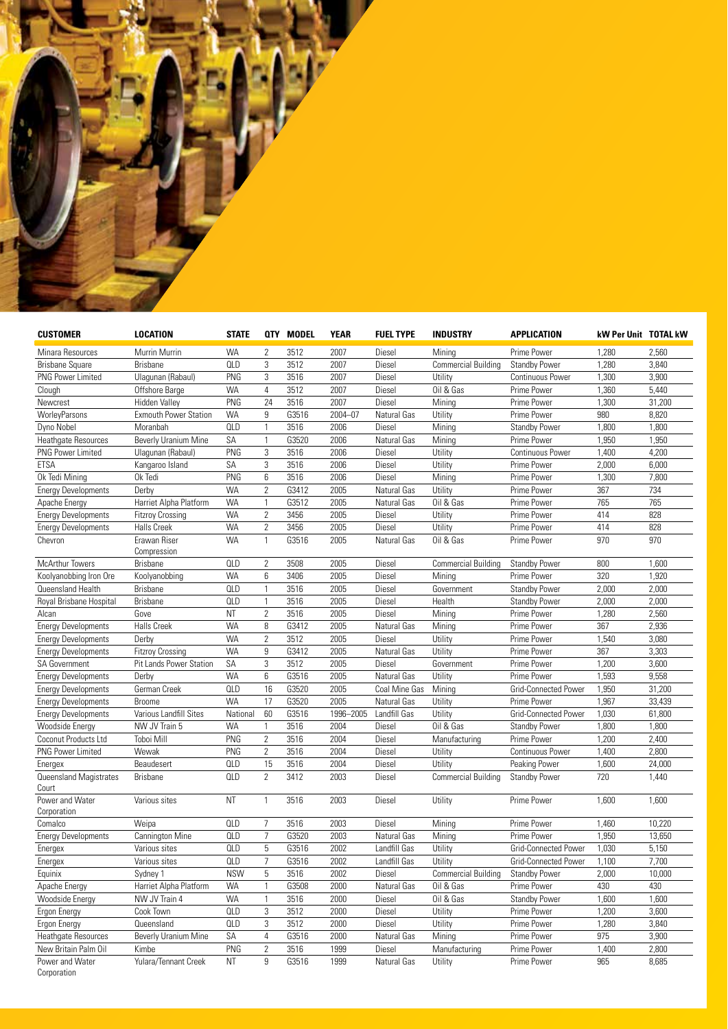| CUSTOMER | LOCATION | STATE | QTY | MODEL | YEAR | FUEL TYPE | INDUSTRY | APPLICATION | kW Per Unit | TOTAL kW |
|---|---|---|---|---|---|---|---|---|---|---|
| Minara Resources | Murrin Murrin | WA | 2 | 3512 | 2007 | Diesel | Mining | Prime Power | 1,280 | 2,560 |
| Brisbane Square | Brisbane | QLD | 3 | 3512 | 2007 | Diesel | Commercial Building | Standby Power | 1,280 | 3,840 |
| PNG Power Limited | Ulagunan (Rabaul) | PNG | 3 | 3516 | 2007 | Diesel | Utility | Continuous Power | 1,300 | 3,900 |
| Clough | Offshore Barge | WA | 4 | 3512 | 2007 | Diesel | Oil & Gas | Prime Power | 1,360 | 5,440 |
| Newcrest | Hidden Valley | PNG | 24 | 3516 | 2007 | Diesel | Mining | Prime Power | 1,300 | 31,200 |
| WorleyParsons | Exmouth Power Station | WA | 9 | G3516 | 2004–07 | Natural Gas | Utility | Prime Power | 980 | 8,820 |
| Dyno Nobel | Moranbah | QLD | 1 | 3516 | 2006 | Diesel | Mining | Standby Power | 1,800 | 1,800 |
| Heathgate Resources | Beverly Uranium Mine | SA | 1 | G3520 | 2006 | Natural Gas | Mining | Prime Power | 1,950 | 1,950 |
| PNG Power Limited | Ulagunan (Rabaul) | PNG | 3 | 3516 | 2006 | Diesel | Utility | Continuous Power | 1,400 | 4,200 |
| ETSA | Kangaroo Island | SA | 3 | 3516 | 2006 | Diesel | Utility | Prime Power | 2,000 | 6,000 |
| Ok Tedi Mining | Ok Tedi | PNG | 6 | 3516 | 2006 | Diesel | Mining | Prime Power | 1,300 | 7,800 |
| Energy Developments | Derby | WA | 2 | G3412 | 2005 | Natural Gas | Utility | Prime Power | 367 | 734 |
| Apache Energy | Harriet Alpha Platform | WA | 1 | G3512 | 2005 | Natural Gas | Oil & Gas | Prime Power | 765 | 765 |
| Energy Developments | Fitzroy Crossing | WA | 2 | 3456 | 2005 | Diesel | Utility | Prime Power | 414 | 828 |
| Energy Developments | Halls Creek | WA | 2 | 3456 | 2005 | Diesel | Utility | Prime Power | 414 | 828 |
| Chevron | Erawan Riser Compression | WA | 1 | G3516 | 2005 | Natural Gas | Oil & Gas | Prime Power | 970 | 970 |
| McArthur Towers | Brisbane | QLD | 2 | 3508 | 2005 | Diesel | Commercial Building | Standby Power | 800 | 1,600 |
| Koolyanobbing Iron Ore | Koolyanobbing | WA | 6 | 3406 | 2005 | Diesel | Mining | Prime Power | 320 | 1,920 |
| Queensland Health | Brisbane | QLD | 1 | 3516 | 2005 | Diesel | Government | Standby Power | 2,000 | 2,000 |
| Royal Brisbane Hospital | Brisbane | QLD | 1 | 3516 | 2005 | Diesel | Health | Standby Power | 2,000 | 2,000 |
| Alcan | Gove | NT | 2 | 3516 | 2005 | Diesel | Mining | Prime Power | 1,280 | 2,560 |
| Energy Developments | Halls Creek | WA | 8 | G3412 | 2005 | Natural Gas | Mining | Prime Power | 367 | 2,936 |
| Energy Developments | Derby | WA | 2 | 3512 | 2005 | Diesel | Utility | Prime Power | 1,540 | 3,080 |
| Energy Developments | Fitzroy Crossing | WA | 9 | G3412 | 2005 | Natural Gas | Utility | Prime Power | 367 | 3,303 |
| SA Government | Pit Lands Power Station | SA | 3 | 3512 | 2005 | Diesel | Government | Prime Power | 1,200 | 3,600 |
| Energy Developments | Derby | WA | 6 | G3516 | 2005 | Natural Gas | Utility | Prime Power | 1,593 | 9,558 |
| Energy Developments | German Creek | QLD | 16 | G3520 | 2005 | Coal Mine Gas | Mining | Grid-Connected Power | 1,950 | 31,200 |
| Energy Developments | Broome | WA | 17 | G3520 | 2005 | Natural Gas | Utility | Prime Power | 1,967 | 33,439 |
| Energy Developments | Various Landfill Sites | National | 60 | G3516 | 1996–2005 | Landfill Gas | Utility | Grid-Connected Power | 1,030 | 61,800 |
| Woodside Energy | NW JV Train 5 | WA | 1 | 3516 | 2004 | Diesel | Oil & Gas | Standby Power | 1,800 | 1,800 |
| Coconut Products Ltd | Toboi Mill | PNG | 2 | 3516 | 2004 | Diesel | Manufacturing | Prime Power | 1,200 | 2,400 |
| PNG Power Limited | Wewak | PNG | 2 | 3516 | 2004 | Diesel | Utility | Continuous Power | 1,400 | 2,800 |
| Energex | Beaudesert | QLD | 15 | 3516 | 2004 | Diesel | Utility | Peaking Power | 1,600 | 24,000 |
| Queensland Magistrates Court | Brisbane | QLD | 2 | 3412 | 2003 | Diesel | Commercial Building | Standby Power | 720 | 1,440 |
| Power and Water Corporation | Various sites | NT | 1 | 3516 | 2003 | Diesel | Utility | Prime Power | 1,600 | 1,600 |
| Comalco | Weipa | QLD | 7 | 3516 | 2003 | Diesel | Mining | Prime Power | 1,460 | 10,220 |
| Energy Developments | Cannington Mine | QLD | 7 | G3520 | 2003 | Natural Gas | Mining | Prime Power | 1,950 | 13,650 |
| Energex | Various sites | QLD | 5 | G3516 | 2002 | Landfill Gas | Utility | Grid-Connected Power | 1,030 | 5,150 |
| Energex | Various sites | QLD | 7 | G3516 | 2002 | Landfill Gas | Utility | Grid-Connected Power | 1,100 | 7,700 |
| Equinix | Sydney 1 | NSW | 5 | 3516 | 2002 | Diesel | Commercial Building | Standby Power | 2,000 | 10,000 |
| Apache Energy | Harriet Alpha Platform | WA | 1 | G3508 | 2000 | Natural Gas | Oil & Gas | Prime Power | 430 | 430 |
| Woodside Energy | NW JV Train 4 | WA | 1 | 3516 | 2000 | Diesel | Oil & Gas | Standby Power | 1,600 | 1,600 |
| Ergon Energy | Cook Town | QLD | 3 | 3512 | 2000 | Diesel | Utility | Prime Power | 1,200 | 3,600 |
| Ergon Energy | Queensland | QLD | 3 | 3512 | 2000 | Diesel | Utility | Prime Power | 1,280 | 3,840 |
| Heathgate Resources | Beverly Uranium Mine | SA | 4 | G3516 | 2000 | Natural Gas | Mining | Prime Power | 975 | 3,900 |
| New Britain Palm Oil | Kimbe | PNG | 2 | 3516 | 1999 | Diesel | Manufacturing | Prime Power | 1,400 | 2,800 |
| Power and Water Corporation | Yulara/Tennant Creek | NT | 9 | G3516 | 1999 | Natural Gas | Utility | Prime Power | 965 | 8,685 |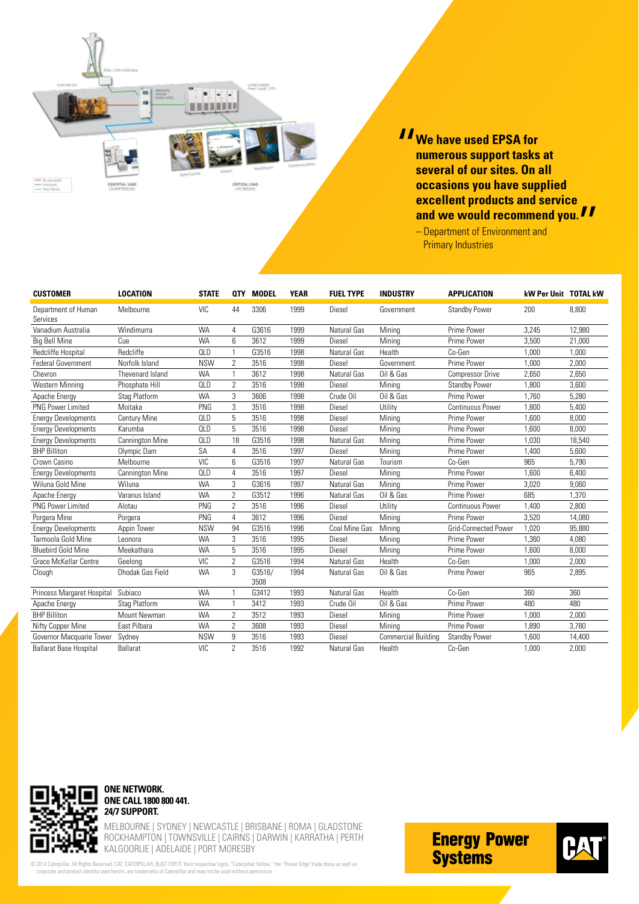> **"We have used EPSA for numerous support tasks at several of our sites. On all occasions you have supplied excellent products and service and we would recommend you."**
>
> – Department of Environment and Primary Industries

| CUSTOMER | LOCATION | STATE | QTY | MODEL | YEAR | FUEL TYPE | INDUSTRY | APPLICATION | kW Per Unit | TOTAL kW |
|---|---|---|---|---|---|---|---|---|---|---|
| Department of Human Services | Melbourne | VIC | 44 | 3306 | 1999 | Diesel | Government | Standby Power | 200 | 8,800 |
| Vanadium Australia | Windimurra | WA | 4 | G3616 | 1999 | Natural Gas | Mining | Prime Power | 3,245 | 12,980 |
| Big Bell Mine | Cue | WA | 6 | 3612 | 1999 | Diesel | Mining | Prime Power | 3,500 | 21,000 |
| Redcliffe Hospital | Redcliffe | QLD | 1 | G3516 | 1998 | Natural Gas | Health | Co-Gen | 1,000 | 1,000 |
| Federal Government | Norfolk Island | NSW | 2 | 3516 | 1998 | Diesel | Government | Prime Power | 1,000 | 2,000 |
| Chevron | Thevenard Island | WA | 1 | 3612 | 1998 | Natural Gas | Oil & Gas | Compressor Drive | 2,650 | 2,650 |
| Western Minning | Phosphate Hill | QLD | 2 | 3516 | 1998 | Diesel | Mining | Standby Power | 1,800 | 3,600 |
| Apache Energy | Stag Platform | WA | 3 | 3606 | 1998 | Crude Oil | Oil & Gas | Prime Power | 1,760 | 5,280 |
| PNG Power Limited | Moitaka | PNG | 3 | 3516 | 1998 | Diesel | Utility | Continuous Power | 1,800 | 5,400 |
| Energy Developments | Century Mine | QLD | 5 | 3516 | 1998 | Diesel | Mining | Prime Power | 1,600 | 8,000 |
| Energy Developments | Karumba | QLD | 5 | 3516 | 1998 | Diesel | Mining | Prime Power | 1,600 | 8,000 |
| Energy Developments | Cannington Mine | QLD | 18 | G3516 | 1998 | Natural Gas | Mining | Prime Power | 1,030 | 18,540 |
| BHP Billiton | Olympic Dam | SA | 4 | 3516 | 1997 | Diesel | Mining | Prime Power | 1,400 | 5,600 |
| Crown Casino | Melbourne | VIC | 6 | G3516 | 1997 | Natural Gas | Tourism | Co-Gen | 965 | 5,790 |
| Energy Developments | Cannington Mine | QLD | 4 | 3516 | 1997 | Diesel | Mining | Prime Power | 1,600 | 6,400 |
| Wiluna Gold Mine | Wiluna | WA | 3 | G3616 | 1997 | Natural Gas | Mining | Prime Power | 3,020 | 9,060 |
| Apache Energy | Varanus Island | WA | 2 | G3512 | 1996 | Natural Gas | Oil & Gas | Prime Power | 685 | 1,370 |
| PNG Power Limited | Alotau | PNG | 2 | 3516 | 1996 | Diesel | Utility | Continuous Power | 1,400 | 2,800 |
| Porgera Mine | Porgera | PNG | 4 | 3612 | 1996 | Diesel | Mining | Prime Power | 3,520 | 14,080 |
| Energy Developments | Appin Tower | NSW | 94 | G3516 | 1996 | Coal Mine Gas | Mining | Grid-Connected Power | 1,020 | 95,880 |
| Tarmoola Gold Mine | Leonora | WA | 3 | 3516 | 1995 | Diesel | Mining | Prime Power | 1,360 | 4,080 |
| Bluebird Gold Mine | Meekathara | WA | 5 | 3516 | 1995 | Diesel | Mining | Prime Power | 1,600 | 8,000 |
| Grace McKellar Centre | Geelong | VIC | 2 | G3516 | 1994 | Natural Gas | Health | Co-Gen | 1,000 | 2,000 |
| Clough | Dhodak Gas Field | WA | 3 | G3516/ 3508 | 1994 | Natural Gas | Oil & Gas | Prime Power | 965 | 2,895 |
| Princess Margaret Hospital | Subiaco | WA | 1 | G3412 | 1993 | Natural Gas | Health | Co-Gen | 360 | 360 |
| Apache Energy | Stag Platform | WA | 1 | 3412 | 1993 | Crude Oil | Oil & Gas | Prime Power | 480 | 480 |
| BHP Billiton | Mount Newman | WA | 2 | 3512 | 1993 | Diesel | Mining | Prime Power | 1,000 | 2,000 |
| Nifty Copper Mine | East Pilbara | WA | 2 | 3608 | 1993 | Diesel | Mining | Prime Power | 1,890 | 3,780 |
| Governor Macquarie Tower | Sydney | NSW | 9 | 3516 | 1993 | Diesel | Commercial Building | Standby Power | 1,600 | 14,400 |
| Ballarat Base Hospital | Ballarat | VIC | 2 | 3516 | 1992 | Natural Gas | Health | Co-Gen | 1,000 | 2,000 |

**ONE NETWORK.**
**ONE CALL 1800 800 441.**
**24/7 SUPPORT.**

MELBOURNE | SYDNEY | NEWCASTLE | BRISBANE | ROMA | GLADSTONE
ROCKHAMPTON | TOWNSVILLE | CAIRNS | DARWIN | KARRATHA | PERTH
KALGOORLIE | ADELAIDE | PORT MORESBY

**Energy Power Systems**

© 2014 Caterpillar. All Rights Reserved. CAT, CATERPILLAR, BUILT FOR IT, their respective logos, "Caterpillar Yellow," the "Power Edge" trade dress as well as corporate and product identity used herein, are trademarks of Caterpillar and may not be used without permission.